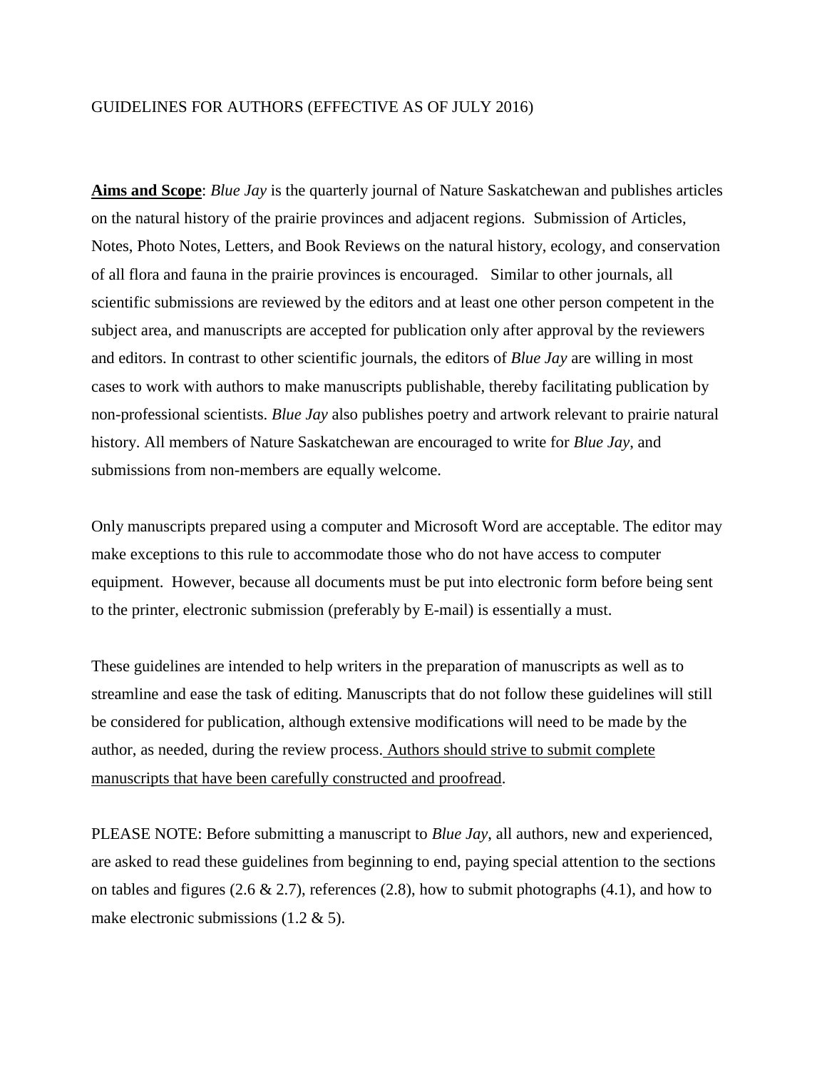GUIDELINES FOR AUTHORS (EFFECTIVE AS OF JULY 2016)

**Aims and Scope**: *Blue Jay* is the quarterly journal of Nature Saskatchewan and publishes articles on the natural history of the prairie provinces and adjacent regions. Submission of Articles, Notes, Photo Notes, Letters, and Book Reviews on the natural history, ecology, and conservation of all flora and fauna in the prairie provinces is encouraged. Similar to other journals, all scientific submissions are reviewed by the editors and at least one other person competent in the subject area, and manuscripts are accepted for publication only after approval by the reviewers and editors. In contrast to other scientific journals, the editors of *Blue Jay* are willing in most cases to work with authors to make manuscripts publishable, thereby facilitating publication by non-professional scientists. *Blue Jay* also publishes poetry and artwork relevant to prairie natural history. All members of Nature Saskatchewan are encouraged to write for *Blue Jay*, and submissions from non-members are equally welcome.

Only manuscripts prepared using a computer and Microsoft Word are acceptable. The editor may make exceptions to this rule to accommodate those who do not have access to computer equipment. However, because all documents must be put into electronic form before being sent to the printer, electronic submission (preferably by E-mail) is essentially a must.

These guidelines are intended to help writers in the preparation of manuscripts as well as to streamline and ease the task of editing. Manuscripts that do not follow these guidelines will still be considered for publication, although extensive modifications will need to be made by the author, as needed, during the review process. Authors should strive to submit complete manuscripts that have been carefully constructed and proofread.

PLEASE NOTE: Before submitting a manuscript to *Blue Jay*, all authors, new and experienced, are asked to read these guidelines from beginning to end, paying special attention to the sections on tables and figures (2.6 & 2.7), references (2.8), how to submit photographs (4.1), and how to make electronic submissions (1.2 & 5).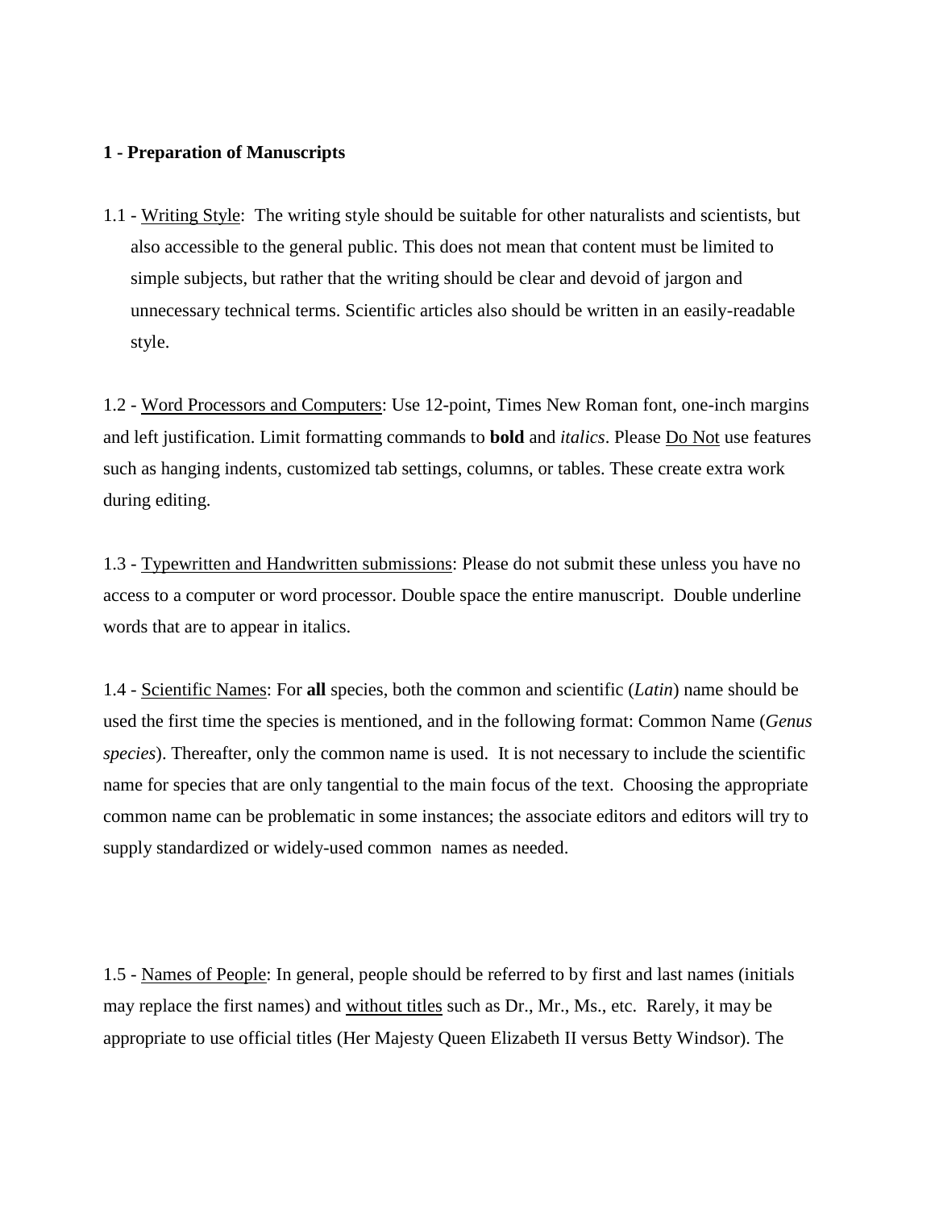**1 - Preparation of Manuscripts**

1.1 - <u>Writing Style</u>: The writing style should be suitable for other naturalists and scientists, but also accessible to the general public. This does not mean that content must be limited to simple subjects, but rather that the writing should be clear and devoid of jargon and unnecessary technical terms. Scientific articles also should be written in an easily-readable style.

1.2 - <u>Word Processors and Computers</u>: Use 12-point, Times New Roman font, one-inch margins and left justification. Limit formatting commands to **bold** and *italics*. Please <u>Do Not</u> use features such as hanging indents, customized tab settings, columns, or tables. These create extra work during editing.

1.3 - <u>Typewritten and Handwritten submissions</u>: Please do not submit these unless you have no access to a computer or word processor. Double space the entire manuscript. Double underline words that are to appear in italics.

1.4 - <u>Scientific Names</u>: For **all** species, both the common and scientific (*Latin*) name should be used the first time the species is mentioned, and in the following format: Common Name (*Genus species*). Thereafter, only the common name is used. It is not necessary to include the scientific name for species that are only tangential to the main focus of the text. Choosing the appropriate common name can be problematic in some instances; the associate editors and editors will try to supply standardized or widely-used common names as needed.

1.5 - <u>Names of People</u>: In general, people should be referred to by first and last names (initials may replace the first names) and <u>without titles</u> such as Dr., Mr., Ms., etc. Rarely, it may be appropriate to use official titles (Her Majesty Queen Elizabeth II versus Betty Windsor). The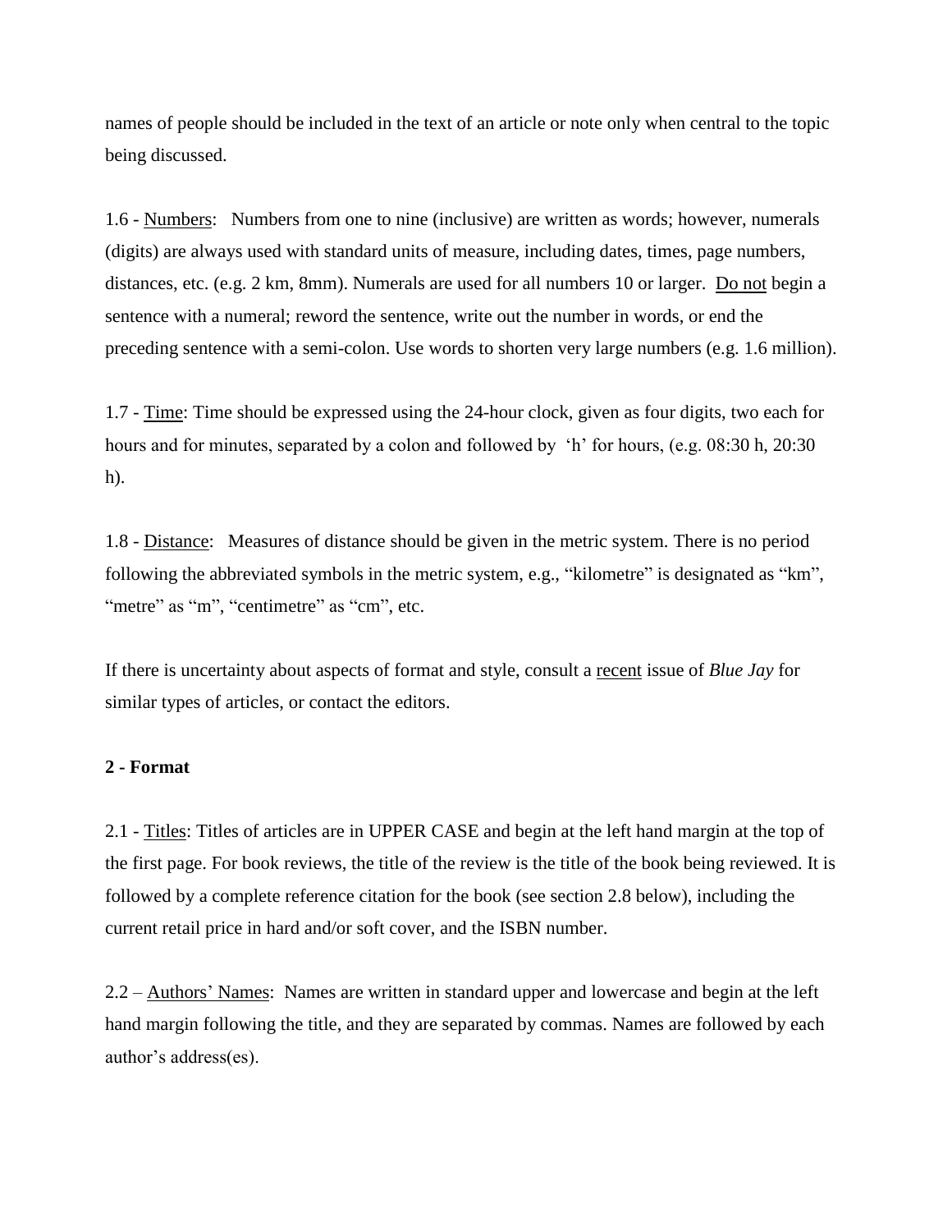names of people should be included in the text of an article or note only when central to the topic being discussed.

1.6 - Numbers: Numbers from one to nine (inclusive) are written as words; however, numerals (digits) are always used with standard units of measure, including dates, times, page numbers, distances, etc. (e.g. 2 km, 8mm). Numerals are used for all numbers 10 or larger. Do not begin a sentence with a numeral; reword the sentence, write out the number in words, or end the preceding sentence with a semi-colon. Use words to shorten very large numbers (e.g. 1.6 million).

1.7 - Time: Time should be expressed using the 24-hour clock, given as four digits, two each for hours and for minutes, separated by a colon and followed by 'h' for hours, (e.g. 08:30 h, 20:30 h).

1.8 - Distance: Measures of distance should be given in the metric system. There is no period following the abbreviated symbols in the metric system, e.g., "kilometre" is designated as "km", "metre" as "m", "centimetre" as "cm", etc.

If there is uncertainty about aspects of format and style, consult a recent issue of *Blue Jay* for similar types of articles, or contact the editors.

**2 - Format**

2.1 - Titles: Titles of articles are in UPPER CASE and begin at the left hand margin at the top of the first page. For book reviews, the title of the review is the title of the book being reviewed. It is followed by a complete reference citation for the book (see section 2.8 below), including the current retail price in hard and/or soft cover, and the ISBN number.

2.2 – Authors' Names: Names are written in standard upper and lowercase and begin at the left hand margin following the title, and they are separated by commas. Names are followed by each author's address(es).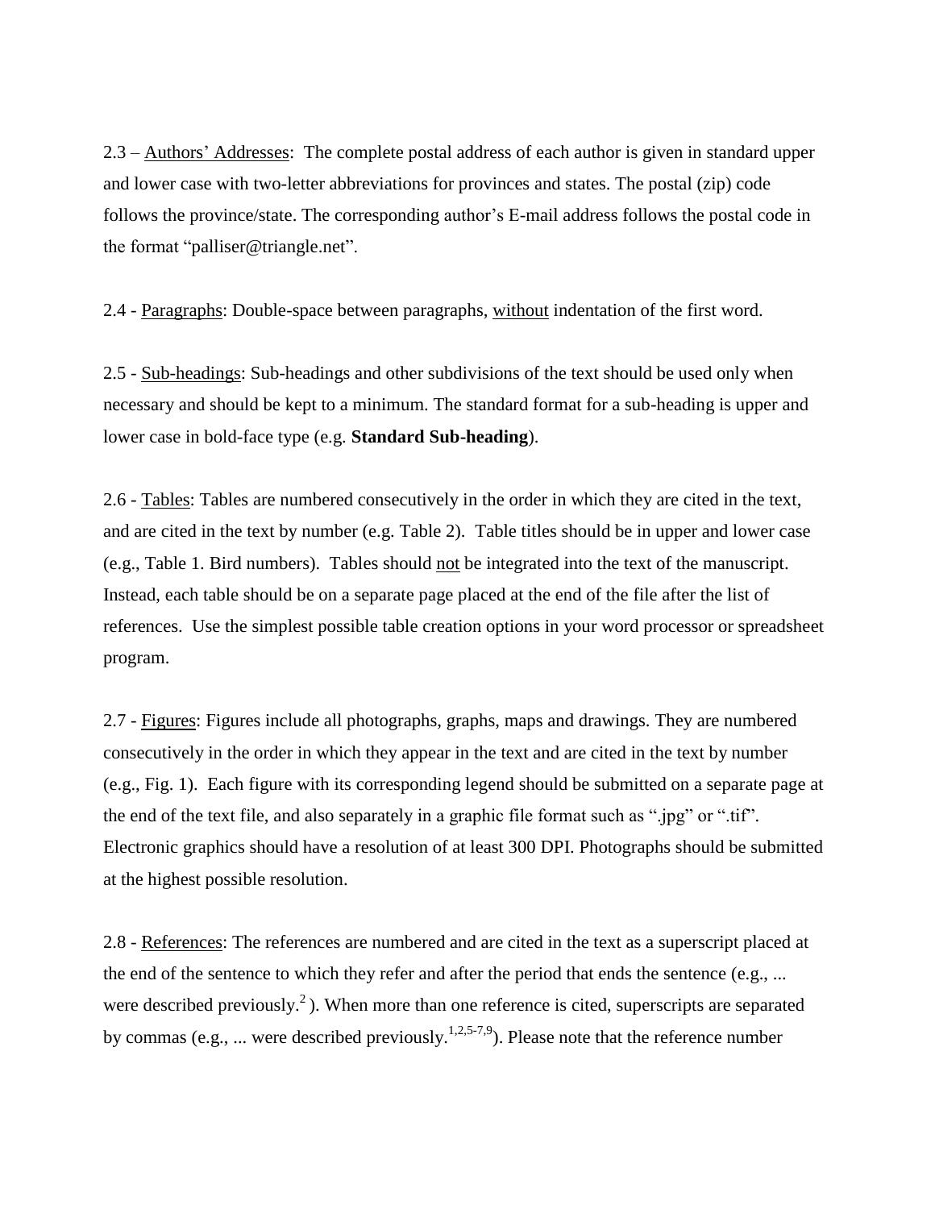2.3 – Authors' Addresses: The complete postal address of each author is given in standard upper and lower case with two-letter abbreviations for provinces and states. The postal (zip) code follows the province/state. The corresponding author's E-mail address follows the postal code in the format "palliser@triangle.net".

2.4 - Paragraphs: Double-space between paragraphs, without indentation of the first word.

2.5 - Sub-headings: Sub-headings and other subdivisions of the text should be used only when necessary and should be kept to a minimum. The standard format for a sub-heading is upper and lower case in bold-face type (e.g. **Standard Sub-heading**).

2.6 - Tables: Tables are numbered consecutively in the order in which they are cited in the text, and are cited in the text by number (e.g. Table 2). Table titles should be in upper and lower case (e.g., Table 1. Bird numbers). Tables should not be integrated into the text of the manuscript. Instead, each table should be on a separate page placed at the end of the file after the list of references. Use the simplest possible table creation options in your word processor or spreadsheet program.

2.7 - Figures: Figures include all photographs, graphs, maps and drawings. They are numbered consecutively in the order in which they appear in the text and are cited in the text by number (e.g., Fig. 1). Each figure with its corresponding legend should be submitted on a separate page at the end of the text file, and also separately in a graphic file format such as ".jpg" or ".tif". Electronic graphics should have a resolution of at least 300 DPI. Photographs should be submitted at the highest possible resolution.

2.8 - References: The references are numbered and are cited in the text as a superscript placed at the end of the sentence to which they refer and after the period that ends the sentence (e.g., ... were described previously.[2] ). When more than one reference is cited, superscripts are separated by commas (e.g., ... were described previously.[1,2,5-7,9]). Please note that the reference number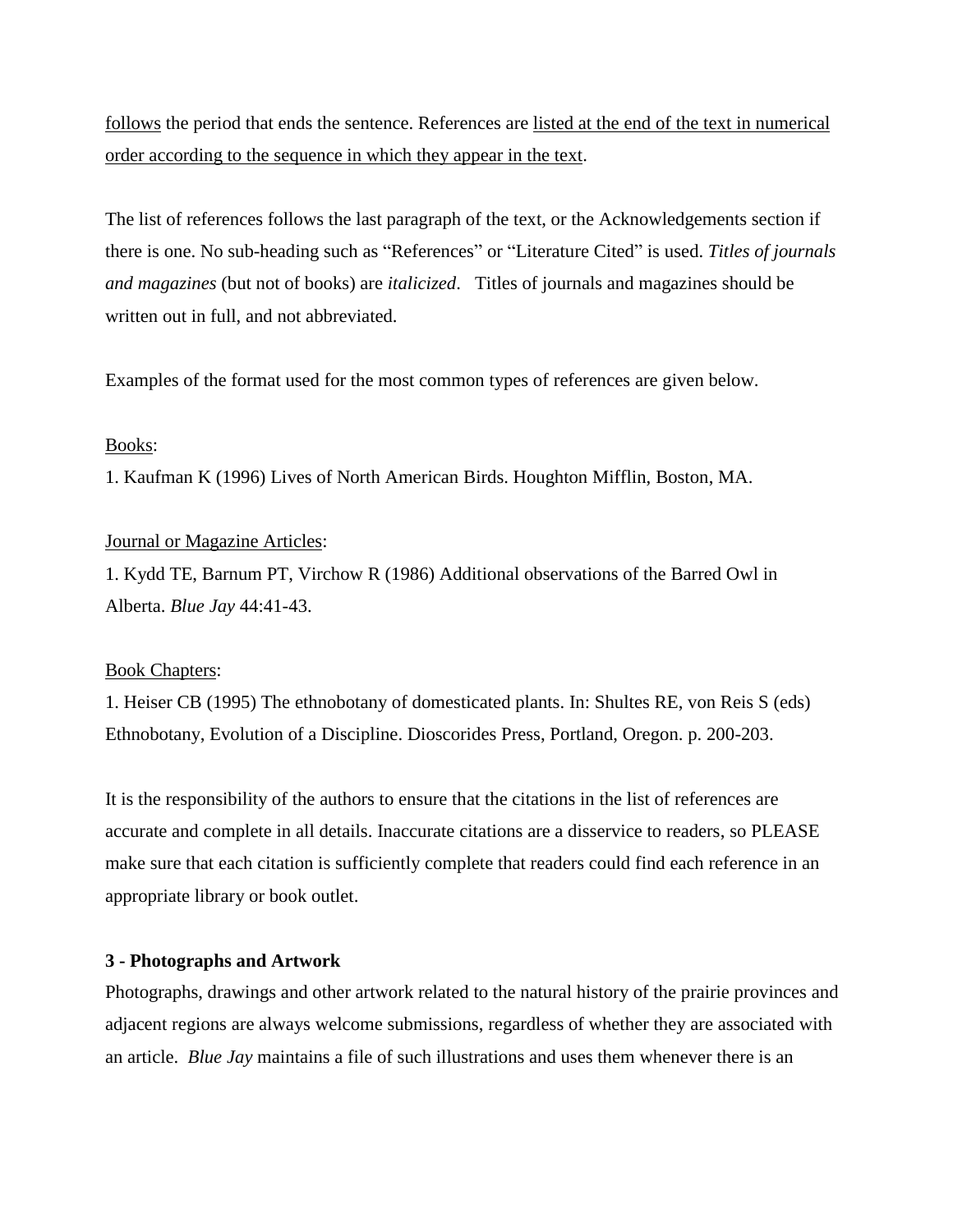follows the period that ends the sentence. References are listed at the end of the text in numerical order according to the sequence in which they appear in the text.

The list of references follows the last paragraph of the text, or the Acknowledgements section if there is one. No sub-heading such as "References" or "Literature Cited" is used. *Titles of journals and magazines* (but not of books) are *italicized*. Titles of journals and magazines should be written out in full, and not abbreviated.

Examples of the format used for the most common types of references are given below.

Books:

1. Kaufman K (1996) Lives of North American Birds. Houghton Mifflin, Boston, MA.

Journal or Magazine Articles:

1. Kydd TE, Barnum PT, Virchow R (1986) Additional observations of the Barred Owl in Alberta. *Blue Jay* 44:41-43.

Book Chapters:

1. Heiser CB (1995) The ethnobotany of domesticated plants. In: Shultes RE, von Reis S (eds) Ethnobotany, Evolution of a Discipline. Dioscorides Press, Portland, Oregon. p. 200-203.

It is the responsibility of the authors to ensure that the citations in the list of references are accurate and complete in all details. Inaccurate citations are a disservice to readers, so PLEASE make sure that each citation is sufficiently complete that readers could find each reference in an appropriate library or book outlet.

**3 - Photographs and Artwork**

Photographs, drawings and other artwork related to the natural history of the prairie provinces and adjacent regions are always welcome submissions, regardless of whether they are associated with an article. *Blue Jay* maintains a file of such illustrations and uses them whenever there is an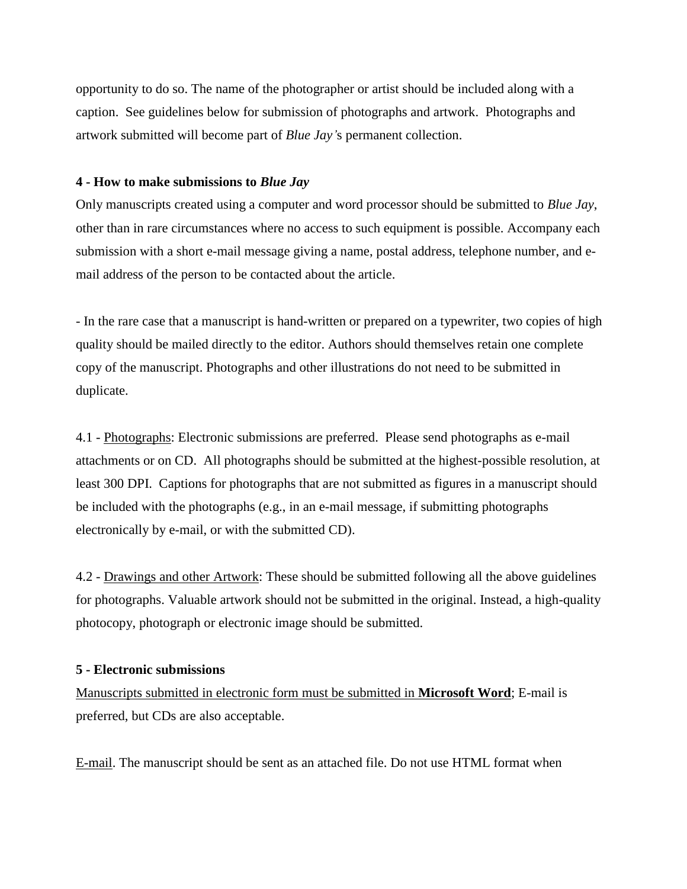opportunity to do so. The name of the photographer or artist should be included along with a caption. See guidelines below for submission of photographs and artwork. Photographs and artwork submitted will become part of *Blue Jay'*s permanent collection.

**4 - How to make submissions to *Blue Jay***

Only manuscripts created using a computer and word processor should be submitted to *Blue Jay*, other than in rare circumstances where no access to such equipment is possible. Accompany each submission with a short e-mail message giving a name, postal address, telephone number, and e-mail address of the person to be contacted about the article.

- In the rare case that a manuscript is hand-written or prepared on a typewriter, two copies of high quality should be mailed directly to the editor. Authors should themselves retain one complete copy of the manuscript. Photographs and other illustrations do not need to be submitted in duplicate.

4.1 - <u>Photographs</u>: Electronic submissions are preferred. Please send photographs as e-mail attachments or on CD. All photographs should be submitted at the highest-possible resolution, at least 300 DPI. Captions for photographs that are not submitted as figures in a manuscript should be included with the photographs (e.g., in an e-mail message, if submitting photographs electronically by e-mail, or with the submitted CD).

4.2 - <u>Drawings and other Artwork</u>: These should be submitted following all the above guidelines for photographs. Valuable artwork should not be submitted in the original. Instead, a high-quality photocopy, photograph or electronic image should be submitted.

**5 - Electronic submissions**

<u>Manuscripts submitted in electronic form must be submitted in **Microsoft Word**</u>; E-mail is preferred, but CDs are also acceptable.

<u>E-mail</u>. The manuscript should be sent as an attached file. Do not use HTML format when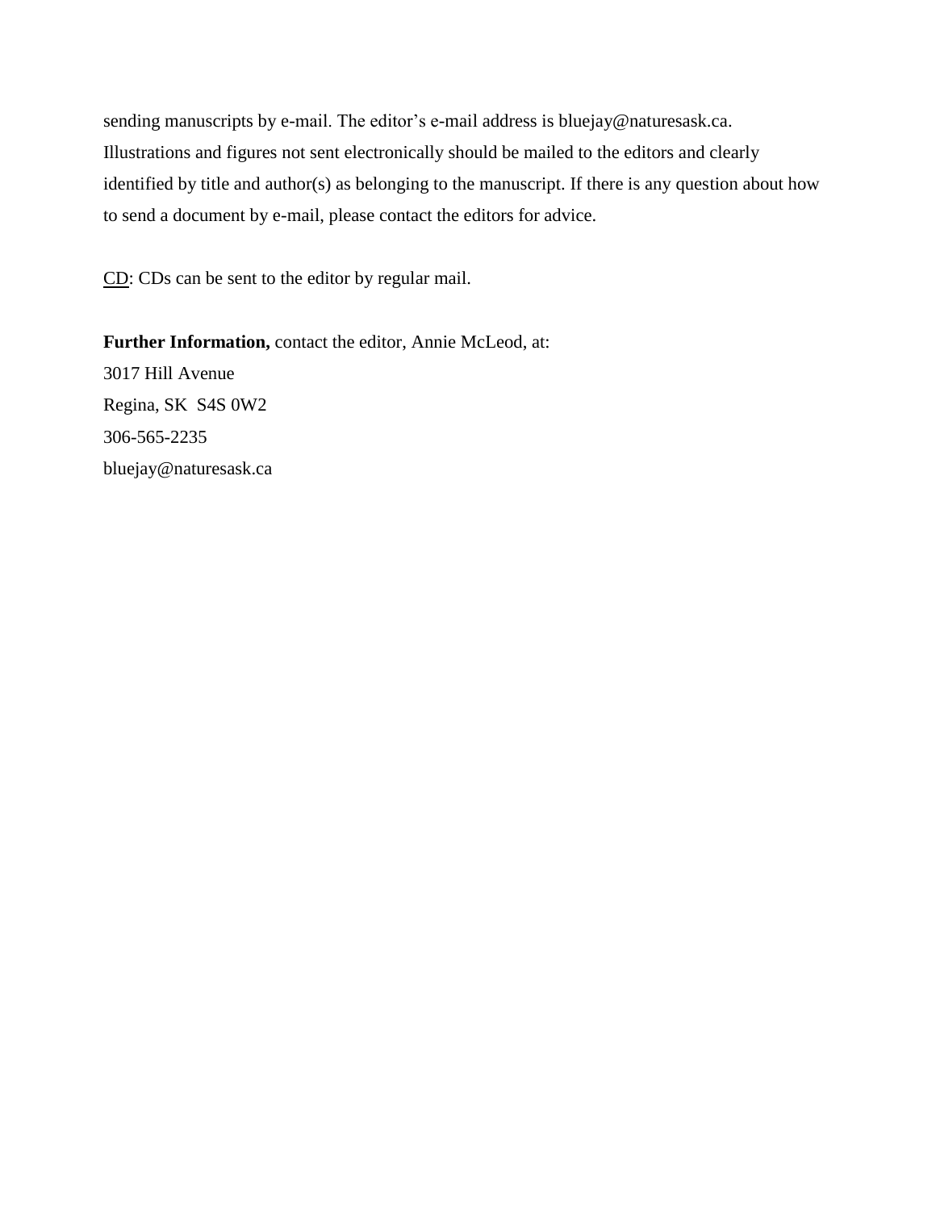sending manuscripts by e-mail. The editor's e-mail address is bluejay@naturesask.ca. Illustrations and figures not sent electronically should be mailed to the editors and clearly identified by title and author(s) as belonging to the manuscript. If there is any question about how to send a document by e-mail, please contact the editors for advice.

<u>CD</u>: CDs can be sent to the editor by regular mail.

**Further Information,** contact the editor, Annie McLeod, at:
3017 Hill Avenue
Regina, SK  S4S 0W2
306-565-2235
bluejay@naturesask.ca